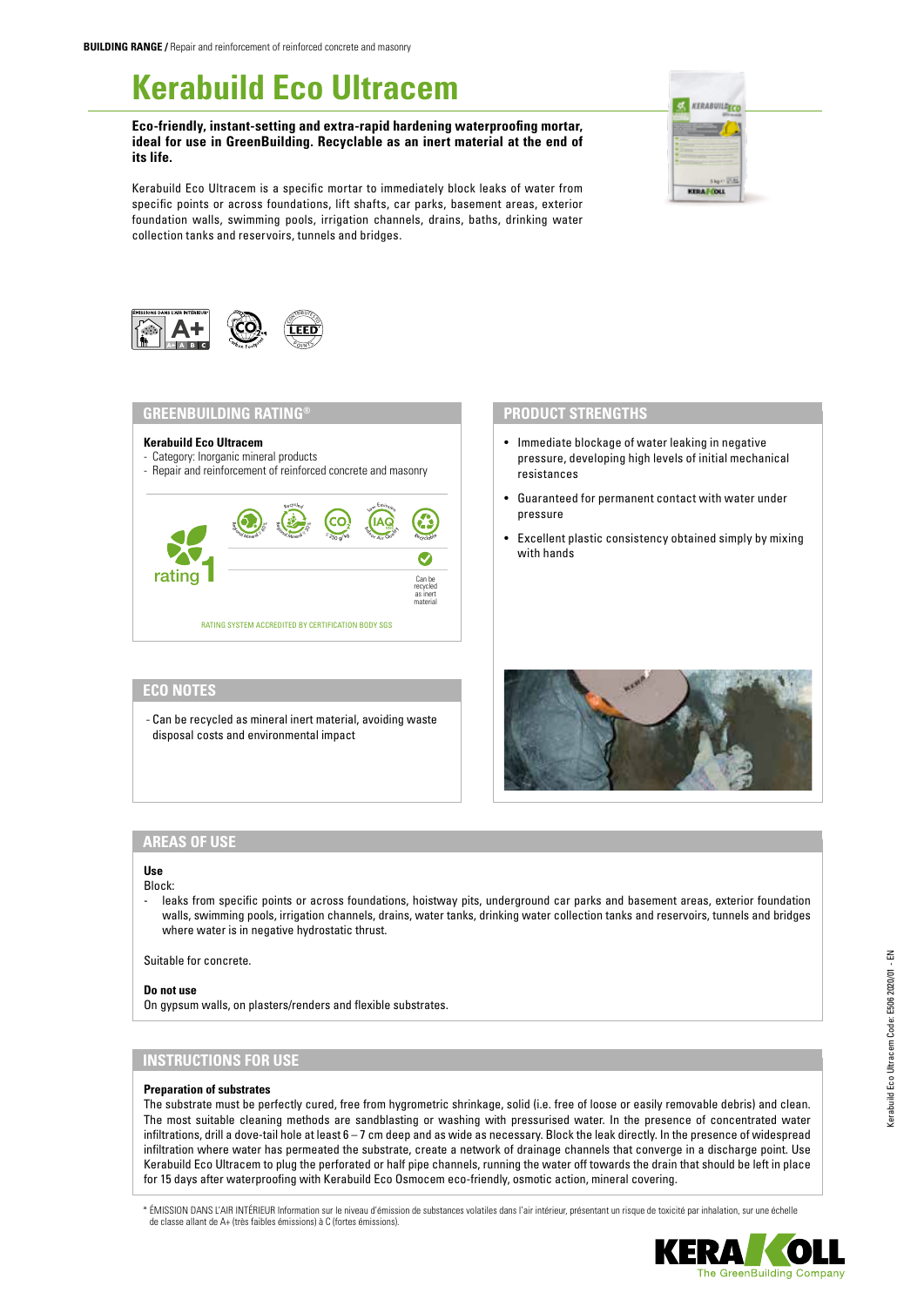**BUILDING RANGE /** Repair and reinforcement of reinforced concrete and masonry

# Kerabuild Eco Ultracem

**Eco-friendly, instant-setting and extra-rapid hardening waterproofing mortar, ideal for use in GreenBuilding. Recyclable as an inert material at the end of its life.**

Kerabuild Eco Ultracem is a specific mortar to immediately block leaks of water from specific points or across foundations, lift shafts, car parks, basement areas, exterior foundation walls, swimming pools, irrigation channels, drains, baths, drinking water collection tanks and reservoirs, tunnels and bridges.

## GREENBUILDING RATING®

**Kerabuild Eco Ultracem**
- Category: Inorganic mineral products
- Repair and reinforcement of reinforced concrete and masonry

rating 1

Can be recycled as inert material

RATING SYSTEM ACCREDITED BY CERTIFICATION BODY SGS

## ECO NOTES

- Can be recycled as mineral inert material, avoiding waste disposal costs and environmental impact

## PRODUCT STRENGTHS

- Immediate blockage of water leaking in negative pressure, developing high levels of initial mechanical resistances
- Guaranteed for permanent contact with water under pressure
- Excellent plastic consistency obtained simply by mixing with hands

## AREAS OF USE

**Use**

Block:
- leaks from specific points or across foundations, hoistway pits, underground car parks and basement areas, exterior foundation walls, swimming pools, irrigation channels, drains, water tanks, drinking water collection tanks and reservoirs, tunnels and bridges where water is in negative hydrostatic thrust.

Suitable for concrete.

**Do not use**

On gypsum walls, on plasters/renders and flexible substrates.

## INSTRUCTIONS FOR USE

**Preparation of substrates**

The substrate must be perfectly cured, free from hygrometric shrinkage, solid (i.e. free of loose or easily removable debris) and clean. The most suitable cleaning methods are sandblasting or washing with pressurised water. In the presence of concentrated water infiltrations, drill a dove-tail hole at least 6 – 7 cm deep and as wide as necessary. Block the leak directly. In the presence of widespread infiltration where water has permeated the substrate, create a network of drainage channels that converge in a discharge point. Use Kerabuild Eco Ultracem to plug the perforated or half pipe channels, running the water off towards the drain that should be left in place for 15 days after waterproofing with Kerabuild Eco Osmocem eco-friendly, osmotic action, mineral covering.

* ÉMISSION DANS L'AIR INTÉRIEUR Information sur le niveau d'émission de substances volatiles dans l'air intérieur, présentant un risque de toxicité par inhalation, sur une échelle de classe allant de A+ (très faibles émissions) à C (fortes émissions).

Kerabuild Eco Ultracem Code: E506 2020/01 - EN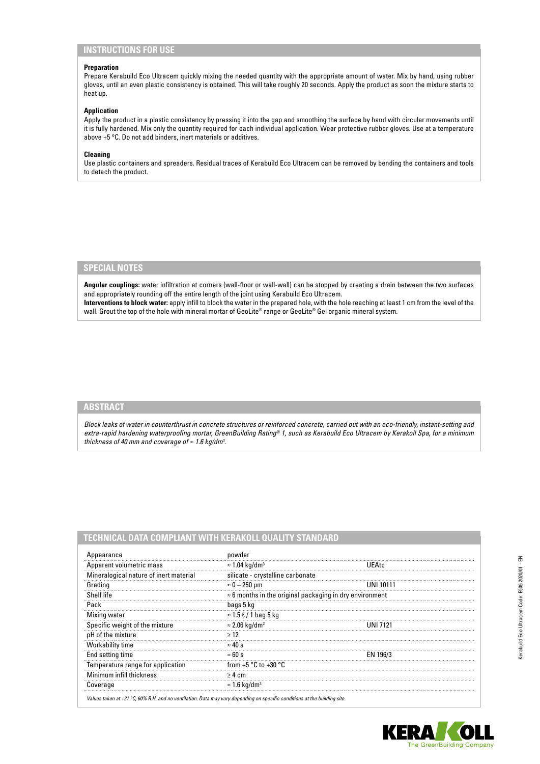## INSTRUCTIONS FOR USE

**Preparation**

Prepare Kerabuild Eco Ultracem quickly mixing the needed quantity with the appropriate amount of water. Mix by hand, using rubber gloves, until an even plastic consistency is obtained. This will take roughly 20 seconds. Apply the product as soon the mixture starts to heat up.

**Application**

Apply the product in a plastic consistency by pressing it into the gap and smoothing the surface by hand with circular movements until it is fully hardened. Mix only the quantity required for each individual application. Wear protective rubber gloves. Use at a temperature above +5 °C. Do not add binders, inert materials or additives.

**Cleaning**

Use plastic containers and spreaders. Residual traces of Kerabuild Eco Ultracem can be removed by bending the containers and tools to detach the product.

## SPECIAL NOTES

**Angular couplings:** water infiltration at corners (wall-floor or wall-wall) can be stopped by creating a drain between the two surfaces and appropriately rounding off the entire length of the joint using Kerabuild Eco Ultracem.
**Interventions to block water:** apply infill to block the water in the prepared hole, with the hole reaching at least 1 cm from the level of the wall. Grout the top of the hole with mineral mortar of GeoLite® range or GeoLite® Gel organic mineral system.

## ABSTRACT

*Block leaks of water in counterthrust in concrete structures or reinforced concrete, carried out with an eco-friendly, instant-setting and extra-rapid hardening waterproofing mortar, GreenBuilding Rating® 1, such as Kerabuild Eco Ultracem by Kerakoll Spa, for a minimum thickness of 40 mm and coverage of ≈ 1.6 kg/dm³.*

## TECHNICAL DATA COMPLIANT WITH KERAKOLL QUALITY STANDARD

| | | |
|---|---|---|
| Appearance | powder | |
| Apparent volumetric mass | ≈ 1.04 kg/dm³ | UEAtc |
| Mineralogical nature of inert material | silicate - crystalline carbonate | |
| Grading | ≈ 0 – 250 μm | UNI 10111 |
| Shelf life | ≈ 6 months in the original packaging in dry environment | |
| Pack | bags 5 kg | |
| Mixing water | ≈ 1.5 ℓ / 1 bag 5 kg | |
| Specific weight of the mixture | ≈ 2.06 kg/dm³ | UNI 7121 |
| pH of the mixture | ≥ 12 | |
| Workability time | ≈ 40 s | |
| End setting time | ≈ 60 s | EN 196/3 |
| Temperature range for application | from +5 °C to +30 °C | |
| Minimum infill thickness | ≥ 4 cm | |
| Coverage | ≈ 1.6 kg/dm³ | |

*Values taken at +21 °C, 60% R.H. and no ventilation. Data may vary depending on specific conditions at the building site.*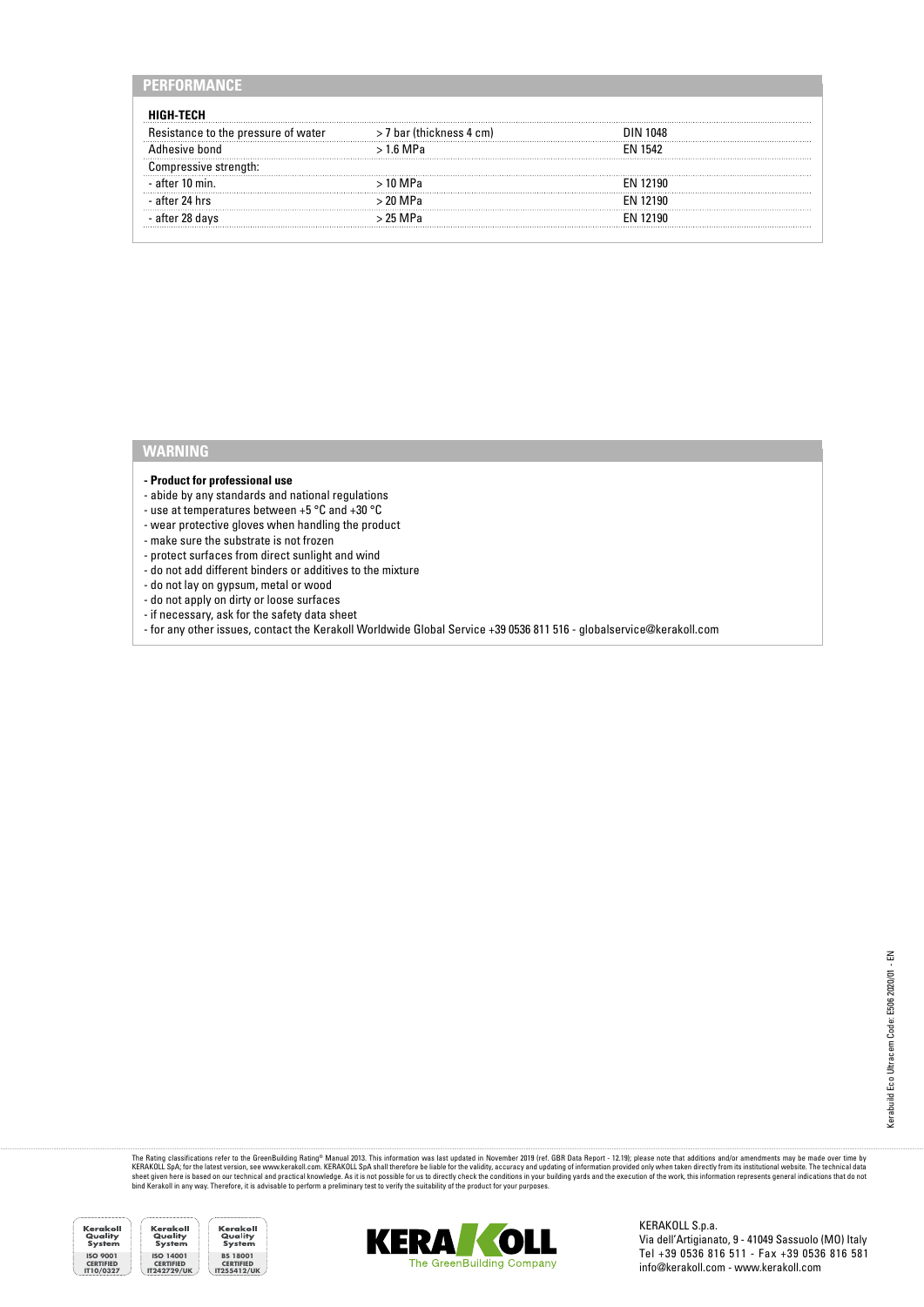## PERFORMANCE

| | | |
|---|---|---|
| **HIGH-TECH** | | |
| Resistance to the pressure of water | > 7 bar (thickness 4 cm) | DIN 1048 |
| Adhesive bond | > 1.6 MPa | EN 1542 |
| Compressive strength: | | |
| - after 10 min. | > 10 MPa | EN 12190 |
| - after 24 hrs | > 20 MPa | EN 12190 |
| - after 28 days | > 25 MPa | EN 12190 |

## WARNING

**- Product for professional use**
- abide by any standards and national regulations
- use at temperatures between +5 °C and +30 °C
- wear protective gloves when handling the product
- make sure the substrate is not frozen
- protect surfaces from direct sunlight and wind
- do not add different binders or additives to the mixture
- do not lay on gypsum, metal or wood
- do not apply on dirty or loose surfaces
- if necessary, ask for the safety data sheet
- for any other issues, contact the Kerakoll Worldwide Global Service +39 0536 811 516 - globalservice@kerakoll.com

Kerabuild Eco Ultracem Code: E506 2020/01 - EN

The Rating classifications refer to the GreenBuilding Rating® Manual 2013. This information was last updated in November 2019 (ref. GBR Data Report - 12.19); please note that additions and/or amendments may be made over time by KERAKOLL SpA; for the latest version, see www.kerakoll.com. KERAKOLL SpA shall therefore be liable for the validity, accuracy and updating of information provided only when taken directly from its institutional website. The technical data sheet given here is based on our technical and practical knowledge. As it is not possible for us to directly check the conditions in your building yards and the execution of the work, this information represents general indications that do not bind Kerakoll in any way. Therefore, it is advisable to perform a preliminary test to verify the suitability of the product for your purposes.

Kerakoll Quality System ISO 9001 CERTIFIED IT10/0327

Kerakoll Quality System ISO 14001 CERTIFIED IT242729/UK

Kerakoll Quality System BS 18001 CERTIFIED IT255412/UK

KERAKOLL The GreenBuilding Company

KERAKOLL S.p.a.
Via dell'Artigianato, 9 - 41049 Sassuolo (MO) Italy
Tel +39 0536 816 511 - Fax +39 0536 816 581
info@kerakoll.com - www.kerakoll.com